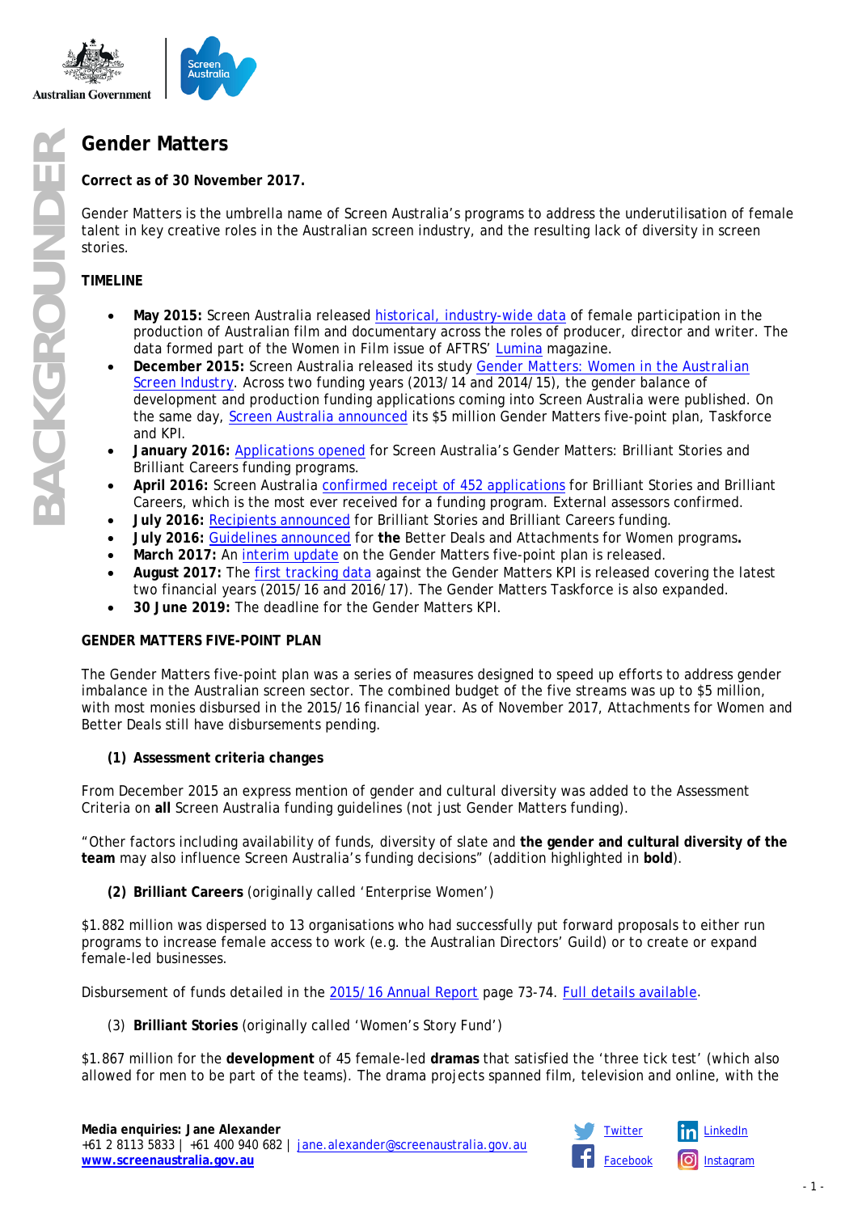# Gender Matters

**Correct as of 30 November 2017.**

Gender Matters is the umbrella name of Screen Australia's programs to address the underutilisation of female talent in key creative roles in the Australian screen industry, and the resulting lack of diversity in screen stories.

## TIMELINE

- **May 2015:** Screen Australia released historical, industry-wide data of female participation in the production of Australian film and documentary across the roles of producer, director and writer. The data formed part of the Women in Film issue of AFTRS' Lumina magazine.
- **December 2015:** Screen Australia released its study Gender Matters: Women in the Australian Screen Industry. Across two funding years (2013/14 and 2014/15), the gender balance of development and production funding applications coming into Screen Australia were published. On the same day, Screen Australia announced its $5 million Gender Matters five-point plan, Taskforce and KPI.
- **January 2016:** Applications opened for Screen Australia's Gender Matters: Brilliant Stories and Brilliant Careers funding programs.
- **April 2016:** Screen Australia confirmed receipt of 452 applications for Brilliant Stories and Brilliant Careers, which is the most ever received for a funding program. External assessors confirmed.
- **July 2016:** Recipients announced for Brilliant Stories and Brilliant Careers funding.
- **July 2016:** Guidelines announced for **the** Better Deals and Attachments for Women programs**.**
- **March 2017:** An interim update on the Gender Matters five-point plan is released.
- **August 2017:** The first tracking data against the Gender Matters KPI is released covering the latest two financial years (2015/16 and 2016/17). The Gender Matters Taskforce is also expanded.
- **30 June 2019:** The deadline for the Gender Matters KPI.

## GENDER MATTERS FIVE-POINT PLAN

The Gender Matters five-point plan was a series of measures designed to speed up efforts to address gender imbalance in the Australian screen sector. The combined budget of the five streams was up to $5 million, with most monies disbursed in the 2015/16 financial year. As of November 2017, Attachments for Women and Better Deals still have disbursements pending.

### (1) Assessment criteria changes

From December 2015 an express mention of gender and cultural diversity was added to the Assessment Criteria on **all** Screen Australia funding guidelines (not just Gender Matters funding).

"Other factors including availability of funds, diversity of slate and **the gender and cultural diversity of the team** may also influence Screen Australia's funding decisions" (addition highlighted in **bold**).

### (2) **Brilliant Careers** (originally called 'Enterprise Women')

$1.882 million was dispersed to 13 organisations who had successfully put forward proposals to either run programs to increase female access to work (e.g. the Australian Directors' Guild) or to create or expand female-led businesses.

Disbursement of funds detailed in the 2015/16 Annual Report page 73-74. Full details available.

### (3) **Brilliant Stories** (originally called 'Women's Story Fund')

$1.867 million for the **development** of 45 female-led **dramas** that satisfied the 'three tick test' (which also allowed for men to be part of the teams). The drama projects spanned film, television and online, with the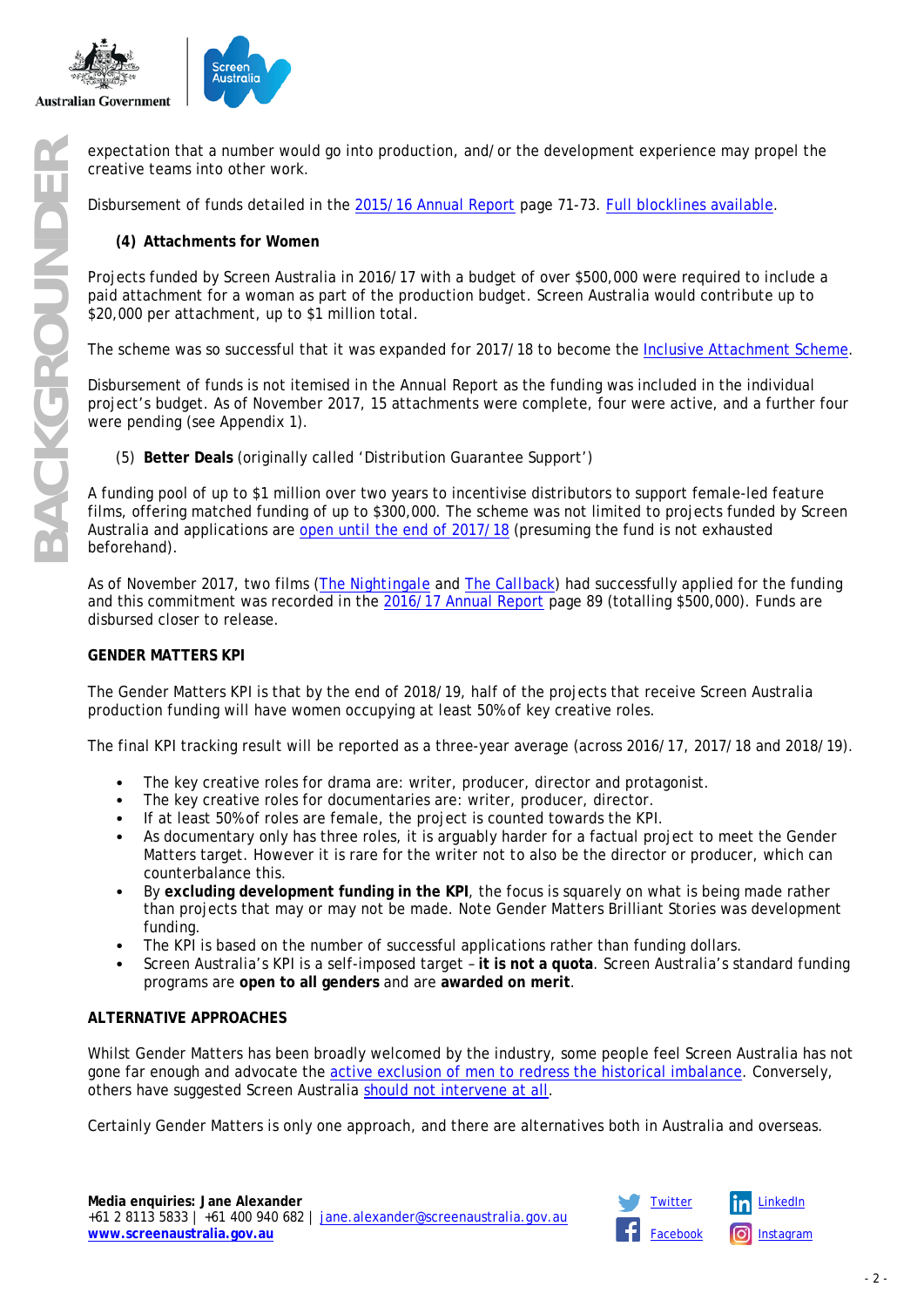expectation that a number would go into production, and/or the development experience may propel the creative teams into other work.

Disbursement of funds detailed in the 2015/16 Annual Report page 71-73. Full blocklines available.

**(4) Attachments for Women**

Projects funded by Screen Australia in 2016/17 with a budget of over $500,000 were required to include a paid attachment for a woman as part of the production budget. Screen Australia would contribute up to $20,000 per attachment, up to $1 million total.

The scheme was so successful that it was expanded for 2017/18 to become the Inclusive Attachment Scheme.

Disbursement of funds is not itemised in the Annual Report as the funding was included in the individual project's budget. As of November 2017, 15 attachments were complete, four were active, and a further four were pending (see Appendix 1).

(5) **Better Deals** (originally called 'Distribution Guarantee Support')

A funding pool of up to $1 million over two years to incentivise distributors to support female-led feature films, offering matched funding of up to $300,000. The scheme was not limited to projects funded by Screen Australia and applications are open until the end of 2017/18 (presuming the fund is not exhausted beforehand).

As of November 2017, two films (The Nightingale and The Callback) had successfully applied for the funding and this commitment was recorded in the 2016/17 Annual Report page 89 (totalling $500,000). Funds are disbursed closer to release.

**GENDER MATTERS KPI**

The Gender Matters KPI is that by the end of 2018/19, half of the projects that receive Screen Australia production funding will have women occupying at least 50% of key creative roles.

The final KPI tracking result will be reported as a three-year average (across 2016/17, 2017/18 and 2018/19).

- The key creative roles for drama are: writer, producer, director and protagonist.
- The key creative roles for documentaries are: writer, producer, director.
- If at least 50% of roles are female, the project is counted towards the KPI.
- As documentary only has three roles, it is arguably harder for a factual project to meet the Gender Matters target. However it is rare for the writer not to also be the director or producer, which can counterbalance this.
- By **excluding development funding in the KPI**, the focus is squarely on what is being made rather than projects that may or may not be made. Note Gender Matters Brilliant Stories was development funding.
- The KPI is based on the number of successful applications rather than funding dollars.
- Screen Australia's KPI is a self-imposed target – **it is not a quota**. Screen Australia's standard funding programs are **open to all genders** and are **awarded on merit**.

**ALTERNATIVE APPROACHES**

Whilst Gender Matters has been broadly welcomed by the industry, some people feel Screen Australia has not gone far enough and advocate the active exclusion of men to redress the historical imbalance. Conversely, others have suggested Screen Australia should not intervene at all.

Certainly Gender Matters is only one approach, and there are alternatives both in Australia and overseas.

**Media enquiries: Jane Alexander**
+61 2 8113 5833 | +61 400 940 682 | jane.alexander@screenaustralia.gov.au
www.screenaustralia.gov.au

Twitter | LinkedIn | Facebook | Instagram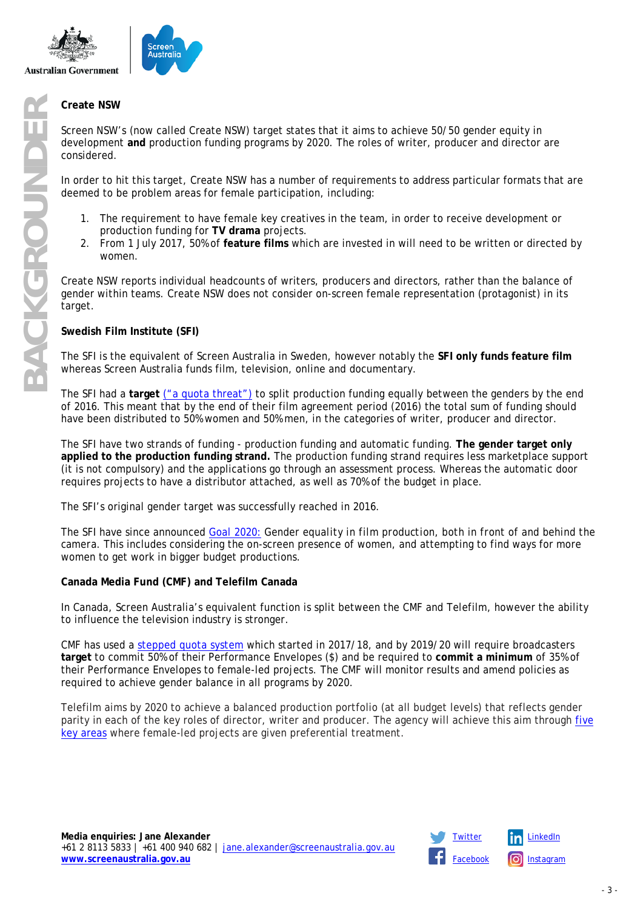**Create NSW**

Screen NSW's (now called Create NSW) target states that it aims to achieve 50/50 gender equity in development **and** production funding programs by 2020. The roles of writer, producer and director are considered.

In order to hit this target, Create NSW has a number of requirements to address particular formats that are deemed to be problem areas for female participation, including:

1. The requirement to have female key creatives in the team, in order to receive development or production funding for **TV drama** projects.
2. From 1 July 2017, 50% of **feature films** which are invested in will need to be written or directed by women.

Create NSW reports individual headcounts of writers, producers and directors, rather than the balance of gender within teams. Create NSW does not consider on-screen female representation (protagonist) in its target.

**Swedish Film Institute (SFI)**

The SFI is the equivalent of Screen Australia in Sweden, however notably the **SFI only funds feature film** whereas Screen Australia funds film, television, online and documentary.

The SFI had a **target** ("a quota threat") to split production funding equally between the genders by the end of 2016. This meant that by the end of their film agreement period (2016) the total sum of funding should have been distributed to 50% women and 50% men, in the categories of writer, producer and director.

The SFI have two strands of funding - production funding and automatic funding. **The gender target only applied to the production funding strand.** The production funding strand requires less marketplace support (it is not compulsory) and the applications go through an assessment process. Whereas the automatic door requires projects to have a distributor attached, as well as 70% of the budget in place.

The SFI's original gender target was successfully reached in 2016.

The SFI have since announced Goal 2020: Gender equality in film production, both in front of and behind the camera. This includes considering the on-screen presence of women, and attempting to find ways for more women to get work in bigger budget productions.

**Canada Media Fund (CMF) and Telefilm Canada**

In Canada, Screen Australia's equivalent function is split between the CMF and Telefilm, however the ability to influence the television industry is stronger.

CMF has used a stepped quota system which started in 2017/18, and by 2019/20 will require broadcasters **target** to commit 50% of their Performance Envelopes ($) and be required to **commit a minimum** of 35% of their Performance Envelopes to female-led projects. The CMF will monitor results and amend policies as required to achieve gender balance in all programs by 2020.

Telefilm aims by 2020 to achieve a balanced production portfolio (at all budget levels) that reflects gender parity in each of the key roles of director, writer and producer. The agency will achieve this aim through five key areas where female-led projects are given preferential treatment.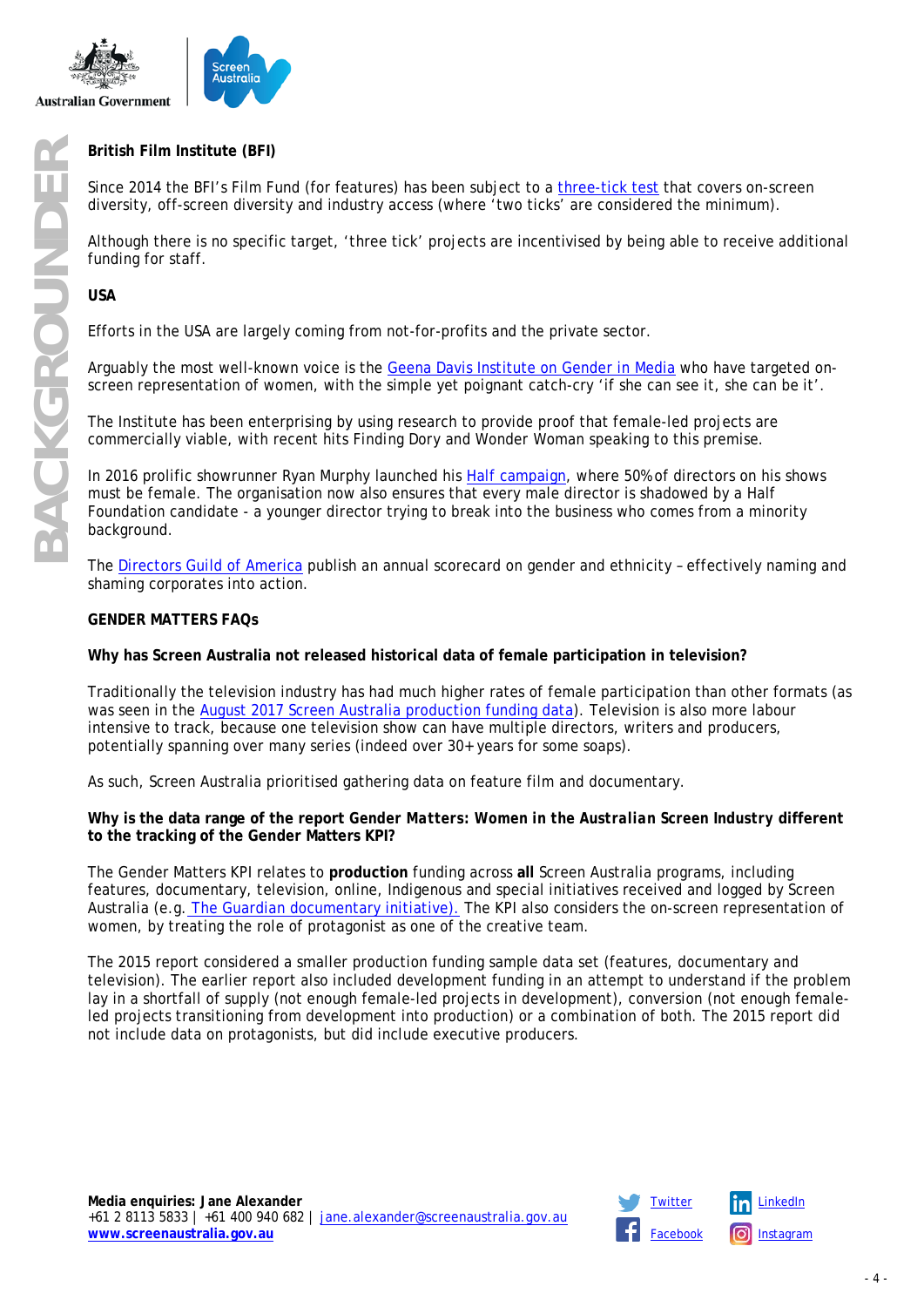**British Film Institute (BFI)**

Since 2014 the BFI's Film Fund (for features) has been subject to a three-tick test that covers on-screen diversity, off-screen diversity and industry access (where 'two ticks' are considered the minimum).

Although there is no specific target, 'three tick' projects are incentivised by being able to receive additional funding for staff.

**USA**

Efforts in the USA are largely coming from not-for-profits and the private sector.

Arguably the most well-known voice is the Geena Davis Institute on Gender in Media who have targeted on-screen representation of women, with the simple yet poignant catch-cry 'if she can see it, she can be it'.

The Institute has been enterprising by using research to provide proof that female-led projects are commercially viable, with recent hits Finding Dory and Wonder Woman speaking to this premise.

In 2016 prolific showrunner Ryan Murphy launched his Half campaign, where 50% of directors on his shows must be female. The organisation now also ensures that every male director is shadowed by a Half Foundation candidate - a younger director trying to break into the business who comes from a minority background.

The Directors Guild of America publish an annual scorecard on gender and ethnicity – effectively naming and shaming corporates into action.

**GENDER MATTERS FAQs**

**Why has Screen Australia not released historical data of female participation in television?**

Traditionally the television industry has had much higher rates of female participation than other formats (as was seen in the August 2017 Screen Australia production funding data). Television is also more labour intensive to track, because one television show can have multiple directors, writers and producers, potentially spanning over many series (indeed over 30+ years for some soaps).

As such, Screen Australia prioritised gathering data on feature film and documentary.

**Why is the data range of the report Gender *Matters: Women in the Australian* Screen Industry different to the tracking of the Gender Matters KPI?**

The Gender Matters KPI relates to **production** funding across **all** Screen Australia programs, including features, documentary, television, online, Indigenous and special initiatives received and logged by Screen Australia (e.g. The Guardian documentary initiative). The KPI also considers the on-screen representation of women, by treating the role of protagonist as one of the creative team.

The 2015 report considered a smaller production funding sample data set (features, documentary and television). The earlier report also included development funding in an attempt to understand if the problem lay in a shortfall of supply (not enough female-led projects in development), conversion (not enough female-led projects transitioning from development into production) or a combination of both. The 2015 report did not include data on protagonists, but did include executive producers.

**Media enquiries: Jane Alexander**
+61 2 8113 5833 | +61 400 940 682 | jane.alexander@screenaustralia.gov.au
**www.screenaustralia.gov.au**

Twitter LinkedIn Facebook Instagram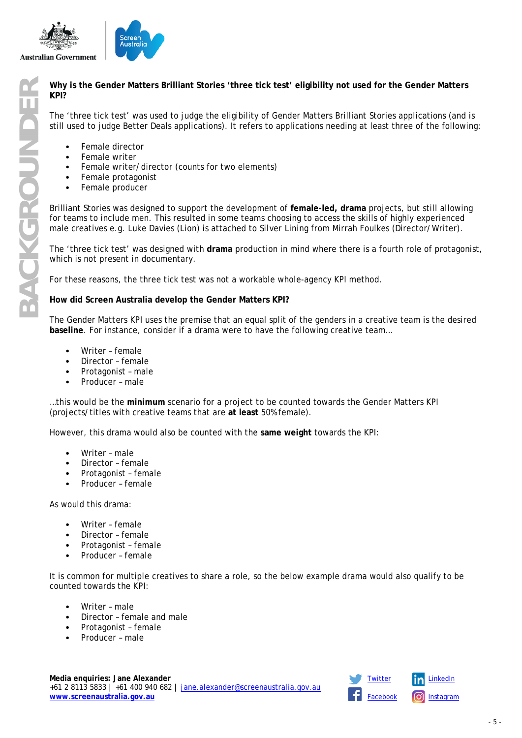**Why is the Gender Matters Brilliant Stories 'three tick test' eligibility not used for the Gender Matters KPI?**

The 'three tick test' was used to judge the eligibility of Gender Matters Brilliant Stories applications (and is still used to judge Better Deals applications). It refers to applications needing at least three of the following:

- Female director
- Female writer
- Female writer/director (counts for two elements)
- Female protagonist
- Female producer

Brilliant Stories was designed to support the development of **female-led, drama** projects, but still allowing for teams to include men. This resulted in some teams choosing to access the skills of highly experienced male creatives e.g. Luke Davies (Lion) is attached to Silver Lining from Mirrah Foulkes (Director/Writer).

The 'three tick test' was designed with **drama** production in mind where there is a fourth role of protagonist, which is not present in documentary.

For these reasons, the three tick test was not a workable whole-agency KPI method.

**How did Screen Australia develop the Gender Matters KPI?**

The Gender Matters KPI uses the premise that an equal split of the genders in a creative team is the desired **baseline**. For instance, consider if a drama were to have the following creative team…

- Writer – female
- Director – female
- Protagonist – male
- Producer – male

…this would be the **minimum** scenario for a project to be counted towards the Gender Matters KPI (projects/titles with creative teams that are **at least** 50% female).

However, this drama would also be counted with the **same weight** towards the KPI:

- Writer – male
- Director – female
- Protagonist – female
- Producer – female

As would this drama:

- Writer – female
- Director – female
- Protagonist – female
- Producer – female

It is common for multiple creatives to share a role, so the below example drama would also qualify to be counted towards the KPI:

- Writer – male
- Director – female and male
- Protagonist – female
- Producer – male

**Media enquiries: Jane Alexander**
+61 2 8113 5833 | +61 400 940 682 | jane.alexander@screenaustralia.gov.au
**www.screenaustralia.gov.au**

Twitter LinkedIn Facebook Instagram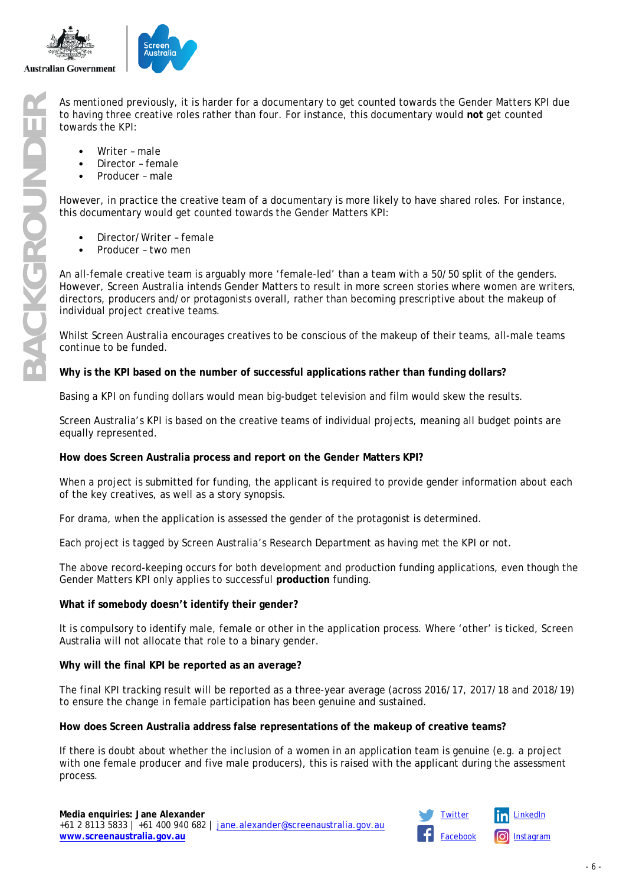As mentioned previously, it is harder for a documentary to get counted towards the Gender Matters KPI due to having three creative roles rather than four. For instance, this documentary would **not** get counted towards the KPI:

- Writer – male
- Director – female
- Producer – male

However, in practice the creative team of a documentary is more likely to have shared roles. For instance, this documentary would get counted towards the Gender Matters KPI:

- Director/Writer – female
- Producer – two men

An all-female creative team is arguably more 'female-led' than a team with a 50/50 split of the genders. However, Screen Australia intends Gender Matters to result in more screen stories where women are writers, directors, producers and/or protagonists overall, rather than becoming prescriptive about the makeup of individual project creative teams.

Whilst Screen Australia encourages creatives to be conscious of the makeup of their teams, all-male teams continue to be funded.

**Why is the KPI based on the number of successful applications rather than funding dollars?**

Basing a KPI on funding dollars would mean big-budget television and film would skew the results.

Screen Australia's KPI is based on the creative teams of individual projects, meaning all budget points are equally represented.

**How does Screen Australia process and report on the Gender Matters KPI?**

When a project is submitted for funding, the applicant is required to provide gender information about each of the key creatives, as well as a story synopsis.

For drama, when the application is assessed the gender of the protagonist is determined.

Each project is tagged by Screen Australia's Research Department as having met the KPI or not.

The above record-keeping occurs for both development and production funding applications, even though the Gender Matters KPI only applies to successful **production** funding.

**What if somebody doesn't identify their gender?**

It is compulsory to identify male, female or other in the application process. Where 'other' is ticked, Screen Australia will not allocate that role to a binary gender.

**Why will the final KPI be reported as an average?**

The final KPI tracking result will be reported as a three-year average (across 2016/17, 2017/18 and 2018/19) to ensure the change in female participation has been genuine and sustained.

**How does Screen Australia address false representations of the makeup of creative teams?**

If there is doubt about whether the inclusion of a women in an application team is genuine (e.g. a project with one female producer and five male producers), this is raised with the applicant during the assessment process.

**Media enquiries: Jane Alexander**
+61 2 8113 5833 | +61 400 940 682 | jane.alexander@screenaustralia.gov.au
**www.screenaustralia.gov.au**

Twitter LinkedIn Facebook Instagram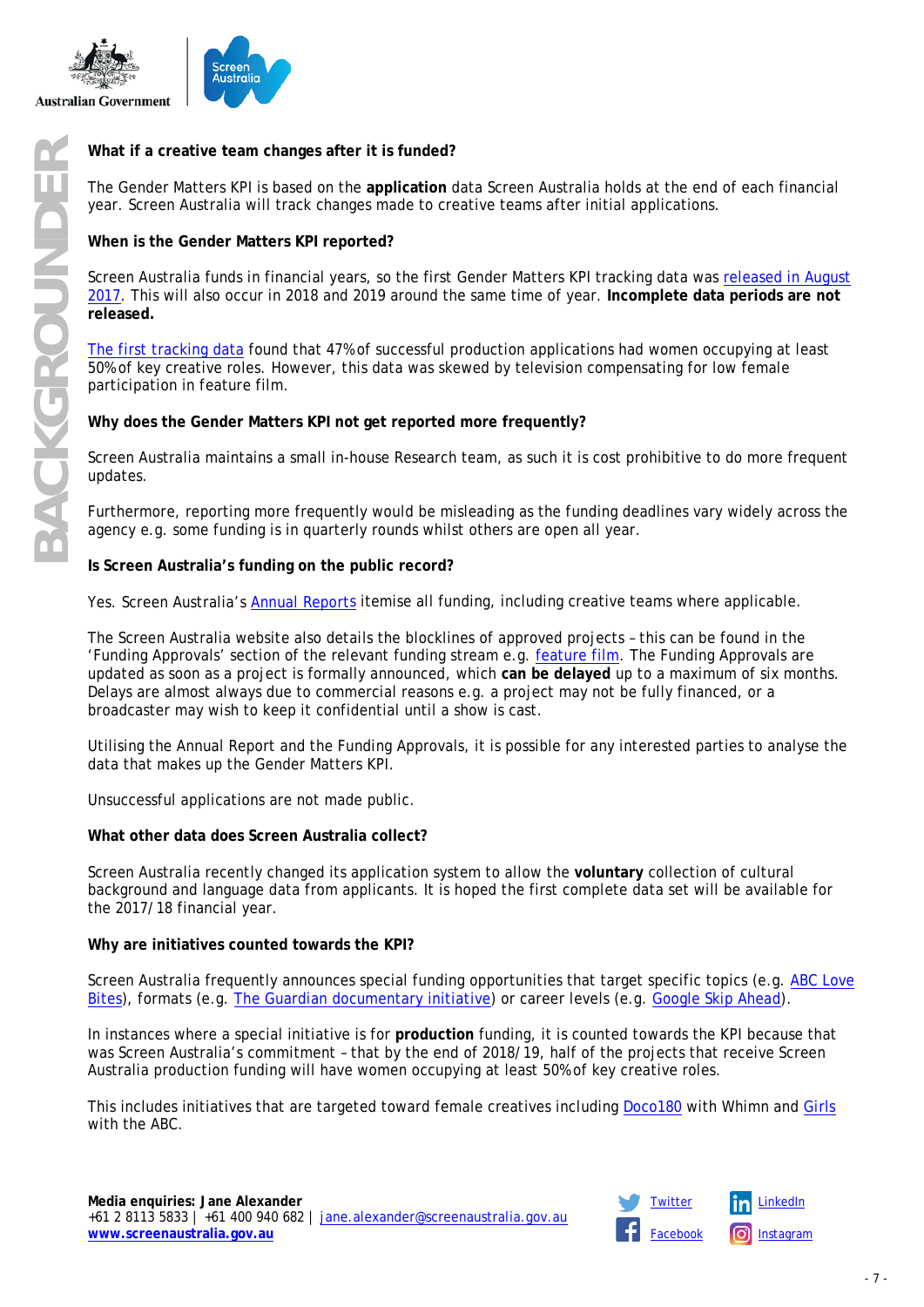**What if a creative team changes after it is funded?**

The Gender Matters KPI is based on the **application** data Screen Australia holds at the end of each financial year. Screen Australia will track changes made to creative teams after initial applications.

**When is the Gender Matters KPI reported?**

Screen Australia funds in financial years, so the first Gender Matters KPI tracking data was released in August 2017. This will also occur in 2018 and 2019 around the same time of year. **Incomplete data periods are not released.**

The first tracking data found that 47% of successful production applications had women occupying at least 50% of key creative roles. However, this data was skewed by television compensating for low female participation in feature film.

**Why does the Gender Matters KPI not get reported more frequently?**

Screen Australia maintains a small in-house Research team, as such it is cost prohibitive to do more frequent updates.

Furthermore, reporting more frequently would be misleading as the funding deadlines vary widely across the agency e.g. some funding is in quarterly rounds whilst others are open all year.

**Is Screen Australia's funding on the public record?**

Yes. Screen Australia's Annual Reports itemise all funding, including creative teams where applicable.

The Screen Australia website also details the blocklines of approved projects – this can be found in the 'Funding Approvals' section of the relevant funding stream e.g. feature film. The Funding Approvals are updated as soon as a project is formally announced, which **can be delayed** up to a maximum of six months. Delays are almost always due to commercial reasons e.g. a project may not be fully financed, or a broadcaster may wish to keep it confidential until a show is cast.

Utilising the Annual Report and the Funding Approvals, it is possible for any interested parties to analyse the data that makes up the Gender Matters KPI.

Unsuccessful applications are not made public.

**What other data does Screen Australia collect?**

Screen Australia recently changed its application system to allow the **voluntary** collection of cultural background and language data from applicants. It is hoped the first complete data set will be available for the 2017/18 financial year.

**Why are initiatives counted towards the KPI?**

Screen Australia frequently announces special funding opportunities that target specific topics (e.g. ABC Love Bites), formats (e.g. The Guardian documentary initiative) or career levels (e.g. Google Skip Ahead).

In instances where a special initiative is for **production** funding, it is counted towards the KPI because that was Screen Australia's commitment – that by the end of 2018/19, half of the projects that receive Screen Australia production funding will have women occupying at least 50% of key creative roles.

This includes initiatives that are targeted toward female creatives including Doco180 with Whimn and Girls with the ABC.

**Media enquiries: Jane Alexander**
+61 2 8113 5833 | +61 400 940 682 | jane.alexander@screenaustralia.gov.au
**www.screenaustralia.gov.au**

Twitter LinkedIn Facebook Instagram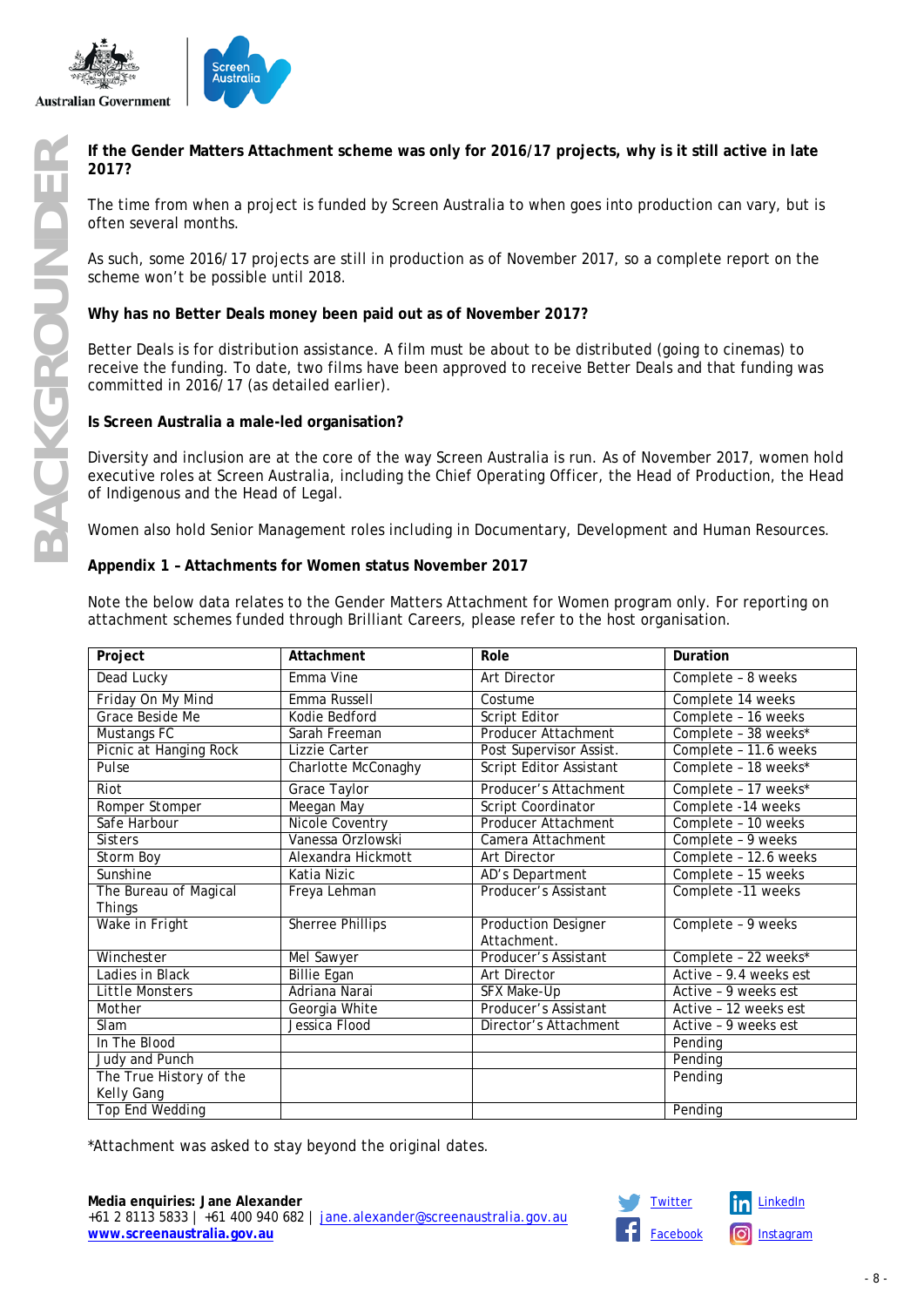**If the Gender Matters Attachment scheme was only for 2016/17 projects, why is it still active in late 2017?**

The time from when a project is funded by Screen Australia to when goes into production can vary, but is often several months.

As such, some 2016/17 projects are still in production as of November 2017, so a complete report on the scheme won't be possible until 2018.

**Why has no Better Deals money been paid out as of November 2017?**

Better Deals is for distribution assistance. A film must be about to be distributed (going to cinemas) to receive the funding. To date, two films have been approved to receive Better Deals and that funding was committed in 2016/17 (as detailed earlier).

**Is Screen Australia a male-led organisation?**

Diversity and inclusion are at the core of the way Screen Australia is run. As of November 2017, women hold executive roles at Screen Australia, including the Chief Operating Officer, the Head of Production, the Head of Indigenous and the Head of Legal.

Women also hold Senior Management roles including in Documentary, Development and Human Resources.

**Appendix 1 – Attachments for Women status November 2017**

Note the below data relates to the Gender Matters Attachment for Women program only. For reporting on attachment schemes funded through Brilliant Careers, please refer to the host organisation.

| Project | Attachment | Role | Duration |
|---|---|---|---|
| Dead Lucky | Emma Vine | Art Director | Complete – 8 weeks |
| Friday On My Mind | Emma Russell | Costume | Complete 14 weeks |
| Grace Beside Me | Kodie Bedford | Script Editor | Complete – 16 weeks |
| Mustangs FC | Sarah Freeman | Producer Attachment | Complete – 38 weeks* |
| Picnic at Hanging Rock | Lizzie Carter | Post Supervisor Assist. | Complete – 11.6 weeks |
| Pulse | Charlotte McConaghy | Script Editor Assistant | Complete – 18 weeks* |
| Riot | Grace Taylor | Producer's Attachment | Complete – 17 weeks* |
| Romper Stomper | Meegan May | Script Coordinator | Complete -14 weeks |
| Safe Harbour | Nicole Coventry | Producer Attachment | Complete – 10 weeks |
| Sisters | Vanessa Orzlowski | Camera Attachment | Complete – 9 weeks |
| Storm Boy | Alexandra Hickmott | Art Director | Complete – 12.6 weeks |
| Sunshine | Katia Nizic | AD's Department | Complete – 15 weeks |
| The Bureau of Magical Things | Freya Lehman | Producer's Assistant | Complete -11 weeks |
| Wake in Fright | Sherree Phillips | Production Designer Attachment. | Complete – 9 weeks |
| Winchester | Mel Sawyer | Producer's Assistant | Complete – 22 weeks* |
| Ladies in Black | Billie Egan | Art Director | Active – 9.4 weeks est |
| Little Monsters | Adriana Narai | SFX Make-Up | Active – 9 weeks est |
| Mother | Georgia White | Producer's Assistant | Active – 12 weeks est |
| Slam | Jessica Flood | Director's Attachment | Active – 9 weeks est |
| In The Blood | | | Pending |
| Judy and Punch | | | Pending |
| The True History of the Kelly Gang | | | Pending |
| Top End Wedding | | | Pending |

*Attachment was asked to stay beyond the original dates.

**Media enquiries: Jane Alexander**
+61 2 8113 5833 | +61 400 940 682 | jane.alexander@screenaustralia.gov.au
**www.screenaustralia.gov.au**

Twitter LinkedIn Facebook Instagram